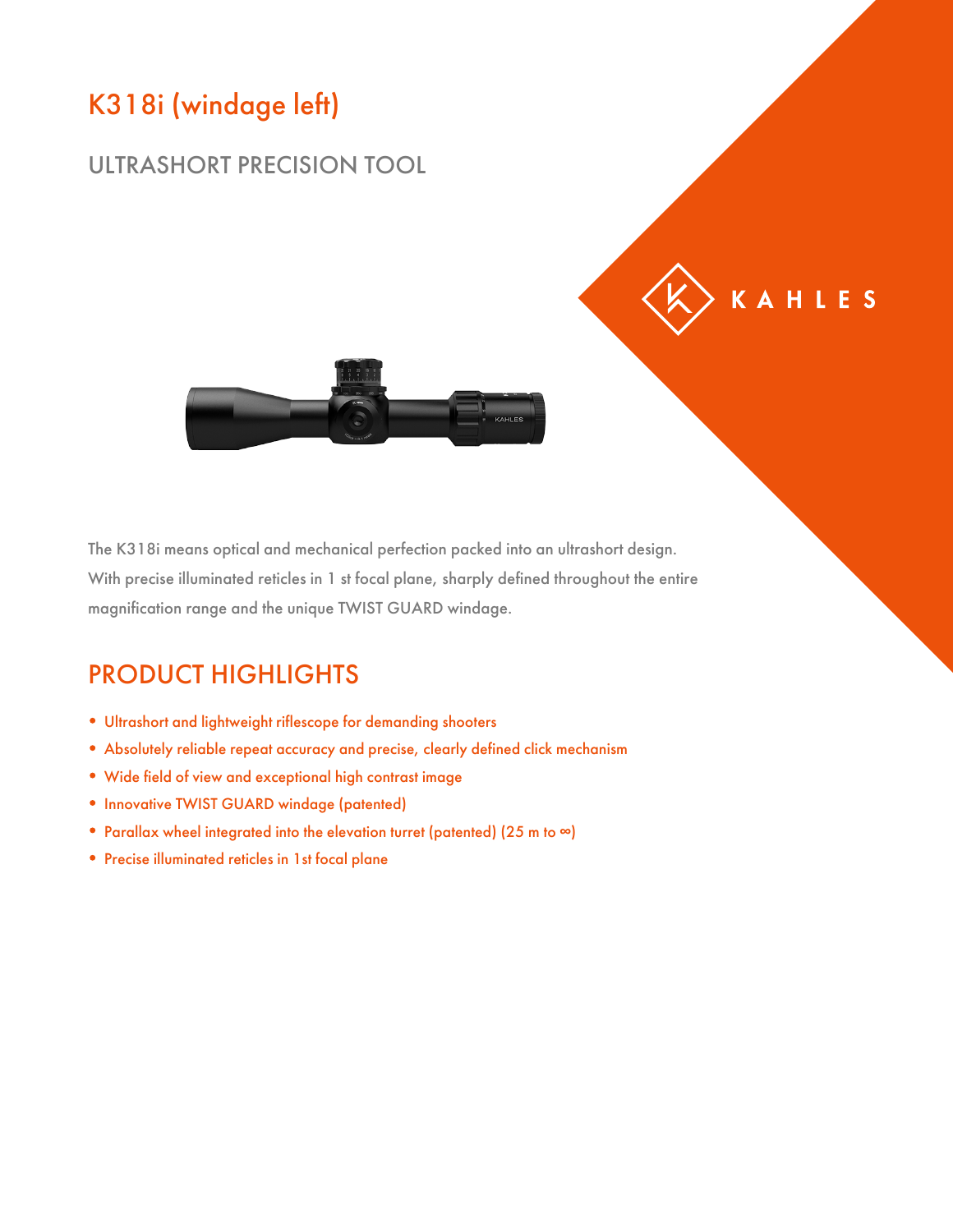# K318i (windage left)

## ULTRASHORT PRECISION TOOL

KAHLES

The K318i means optical and mechanical perfection packed into an ultrashort design. With precise illuminated reticles in 1 st focal plane, sharply defined throughout the entire magnification range and the unique TWIST GUARD windage.

## PRODUCT HIGHLIGHTS

- Ultrashort and lightweight riflescope for demanding shooters
- Absolutely reliable repeat accuracy and precise, clearly defined click mechanism
- Wide field of view and exceptional high contrast image
- Innovative TWIST GUARD windage (patented)
- Parallax wheel integrated into the elevation turret (patented) (25 m to ∞)
- Precise illuminated reticles in 1st focal plane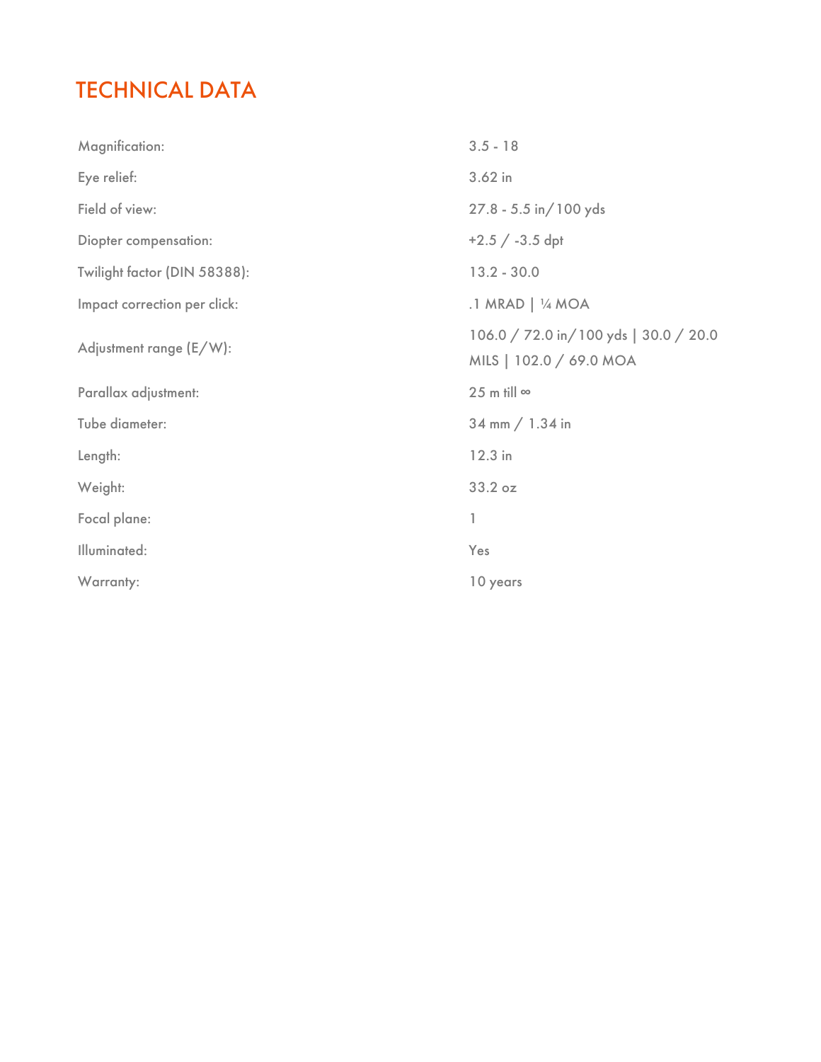# TECHNICAL DATA

| | |
|---|---|
| Magnification: | 3.5 - 18 |
| Eye relief: | 3.62 in |
| Field of view: | 27.8 - 5.5 in/100 yds |
| Diopter compensation: | +2.5 / -3.5 dpt |
| Twilight factor (DIN 58388): | 13.2 - 30.0 |
| Impact correction per click: | .1 MRAD \| ¼ MOA |
| Adjustment range (E/W): | 106.0 / 72.0 in/100 yds \| 30.0 / 20.0 MILS \| 102.0 / 69.0 MOA |
| Parallax adjustment: | 25 m till ∞ |
| Tube diameter: | 34 mm / 1.34 in |
| Length: | 12.3 in |
| Weight: | 33.2 oz |
| Focal plane: | 1 |
| Illuminated: | Yes |
| Warranty: | 10 years |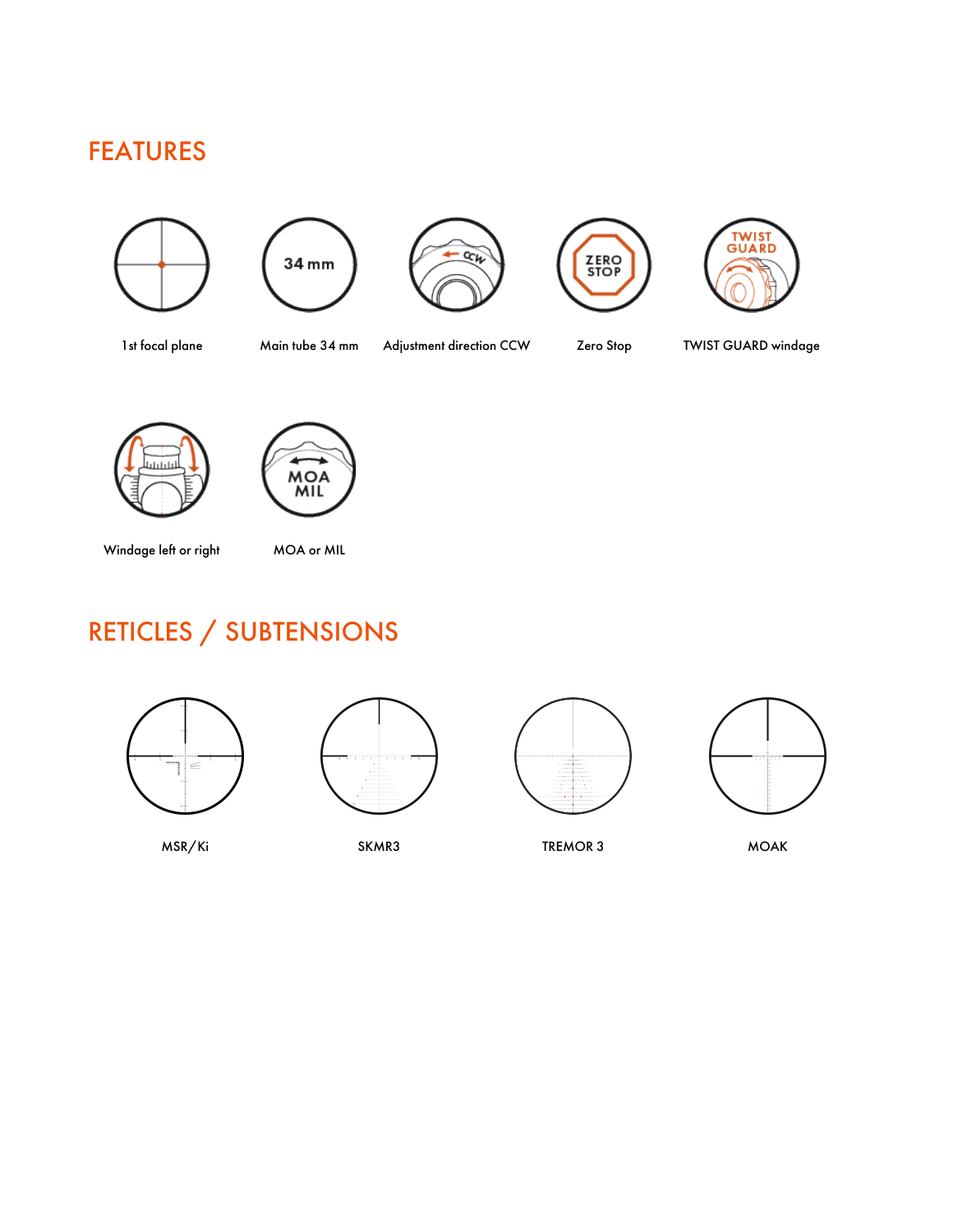## FEATURES

1st focal plane

Main tube 34 mm

Adjustment direction CCW

Zero Stop

TWIST GUARD windage

Windage left or right

MOA or MIL

## RETICLES / SUBTENSIONS

MSR/Ki

SKMR3

TREMOR 3

MOAK